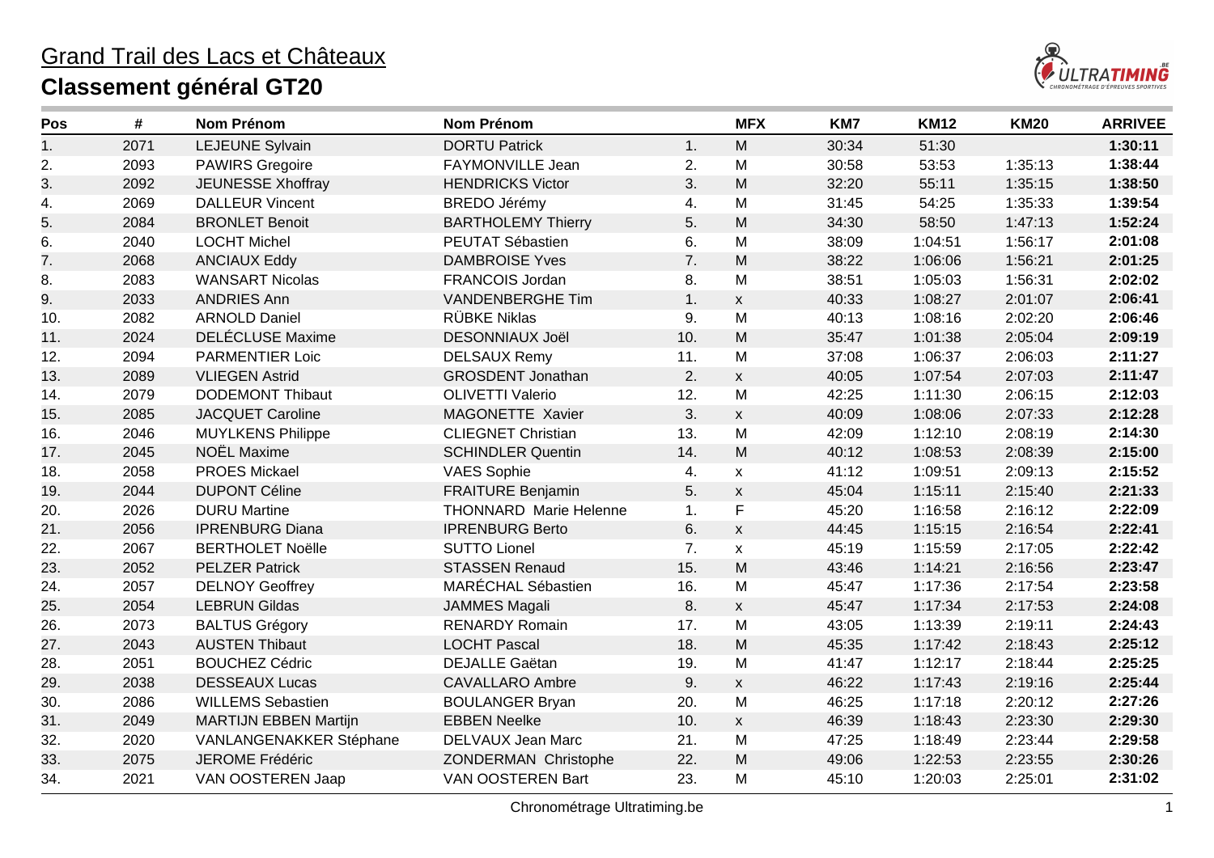# Grand Trail des Lacs et Châteaux

## Classement général GT20

| Pos | # | Nom Prénom | Nom Prénom | | MFX | KM7 | KM12 | KM20 | ARRIVEE |
|---|---|---|---|---|---|---|---|---|---|
| 1. | 2071 | LEJEUNE Sylvain | DORTU Patrick | 1. | M | 30:34 | 51:30 | | **1:30:11** |
| 2. | 2093 | PAWIRS Gregoire | FAYMONVILLE Jean | 2. | M | 30:58 | 53:53 | 1:35:13 | **1:38:44** |
| 3. | 2092 | JEUNESSE Xhoffray | HENDRICKS Victor | 3. | M | 32:20 | 55:11 | 1:35:15 | **1:38:50** |
| 4. | 2069 | DALLEUR Vincent | BREDO Jérémy | 4. | M | 31:45 | 54:25 | 1:35:33 | **1:39:54** |
| 5. | 2084 | BRONLET Benoit | BARTHOLEMY Thierry | 5. | M | 34:30 | 58:50 | 1:47:13 | **1:52:24** |
| 6. | 2040 | LOCHT Michel | PEUTAT Sébastien | 6. | M | 38:09 | 1:04:51 | 1:56:17 | **2:01:08** |
| 7. | 2068 | ANCIAUX Eddy | DAMBROISE Yves | 7. | M | 38:22 | 1:06:06 | 1:56:21 | **2:01:25** |
| 8. | 2083 | WANSART Nicolas | FRANCOIS Jordan | 8. | M | 38:51 | 1:05:03 | 1:56:31 | **2:02:02** |
| 9. | 2033 | ANDRIES Ann | VANDENBERGHE Tim | 1. | x | 40:33 | 1:08:27 | 2:01:07 | **2:06:41** |
| 10. | 2082 | ARNOLD Daniel | RÜBKE Niklas | 9. | M | 40:13 | 1:08:16 | 2:02:20 | **2:06:46** |
| 11. | 2024 | DELÉCLUSE Maxime | DESONNIAUX Joël | 10. | M | 35:47 | 1:01:38 | 2:05:04 | **2:09:19** |
| 12. | 2094 | PARMENTIER Loic | DELSAUX Remy | 11. | M | 37:08 | 1:06:37 | 2:06:03 | **2:11:27** |
| 13. | 2089 | VLIEGEN Astrid | GROSDENT Jonathan | 2. | x | 40:05 | 1:07:54 | 2:07:03 | **2:11:47** |
| 14. | 2079 | DODEMONT Thibaut | OLIVETTI Valerio | 12. | M | 42:25 | 1:11:30 | 2:06:15 | **2:12:03** |
| 15. | 2085 | JACQUET Caroline | MAGONETTE Xavier | 3. | x | 40:09 | 1:08:06 | 2:07:33 | **2:12:28** |
| 16. | 2046 | MUYLKENS Philippe | CLIEGNET Christian | 13. | M | 42:09 | 1:12:10 | 2:08:19 | **2:14:30** |
| 17. | 2045 | NOËL Maxime | SCHINDLER Quentin | 14. | M | 40:12 | 1:08:53 | 2:08:39 | **2:15:00** |
| 18. | 2058 | PROES Mickael | VAES Sophie | 4. | x | 41:12 | 1:09:51 | 2:09:13 | **2:15:52** |
| 19. | 2044 | DUPONT Céline | FRAITURE Benjamin | 5. | x | 45:04 | 1:15:11 | 2:15:40 | **2:21:33** |
| 20. | 2026 | DURU Martine | THONNARD Marie Helenne | 1. | F | 45:20 | 1:16:58 | 2:16:12 | **2:22:09** |
| 21. | 2056 | IPRENBURG Diana | IPRENBURG Berto | 6. | x | 44:45 | 1:15:15 | 2:16:54 | **2:22:41** |
| 22. | 2067 | BERTHOLET Noëlle | SUTTO Lionel | 7. | x | 45:19 | 1:15:59 | 2:17:05 | **2:22:42** |
| 23. | 2052 | PELZER Patrick | STASSEN Renaud | 15. | M | 43:46 | 1:14:21 | 2:16:56 | **2:23:47** |
| 24. | 2057 | DELNOY Geoffrey | MARÉCHAL Sébastien | 16. | M | 45:47 | 1:17:36 | 2:17:54 | **2:23:58** |
| 25. | 2054 | LEBRUN Gildas | JAMMES Magali | 8. | x | 45:47 | 1:17:34 | 2:17:53 | **2:24:08** |
| 26. | 2073 | BALTUS Grégory | RENARDY Romain | 17. | M | 43:05 | 1:13:39 | 2:19:11 | **2:24:43** |
| 27. | 2043 | AUSTEN Thibaut | LOCHT Pascal | 18. | M | 45:35 | 1:17:42 | 2:18:43 | **2:25:12** |
| 28. | 2051 | BOUCHEZ Cédric | DEJALLE Gaëtan | 19. | M | 41:47 | 1:12:17 | 2:18:44 | **2:25:25** |
| 29. | 2038 | DESSEAUX Lucas | CAVALLARO Ambre | 9. | x | 46:22 | 1:17:43 | 2:19:16 | **2:25:44** |
| 30. | 2086 | WILLEMS Sebastien | BOULANGER Bryan | 20. | M | 46:25 | 1:17:18 | 2:20:12 | **2:27:26** |
| 31. | 2049 | MARTIJN EBBEN Martijn | EBBEN Neelke | 10. | x | 46:39 | 1:18:43 | 2:23:30 | **2:29:30** |
| 32. | 2020 | VANLANGENAKKER Stéphane | DELVAUX Jean Marc | 21. | M | 47:25 | 1:18:49 | 2:23:44 | **2:29:58** |
| 33. | 2075 | JEROME Frédéric | ZONDERMAN Christophe | 22. | M | 49:06 | 1:22:53 | 2:23:55 | **2:30:26** |
| 34. | 2021 | VAN OOSTEREN Jaap | VAN OOSTEREN Bart | 23. | M | 45:10 | 1:20:03 | 2:25:01 | **2:31:02** |

Chronométrage Ultratiming.be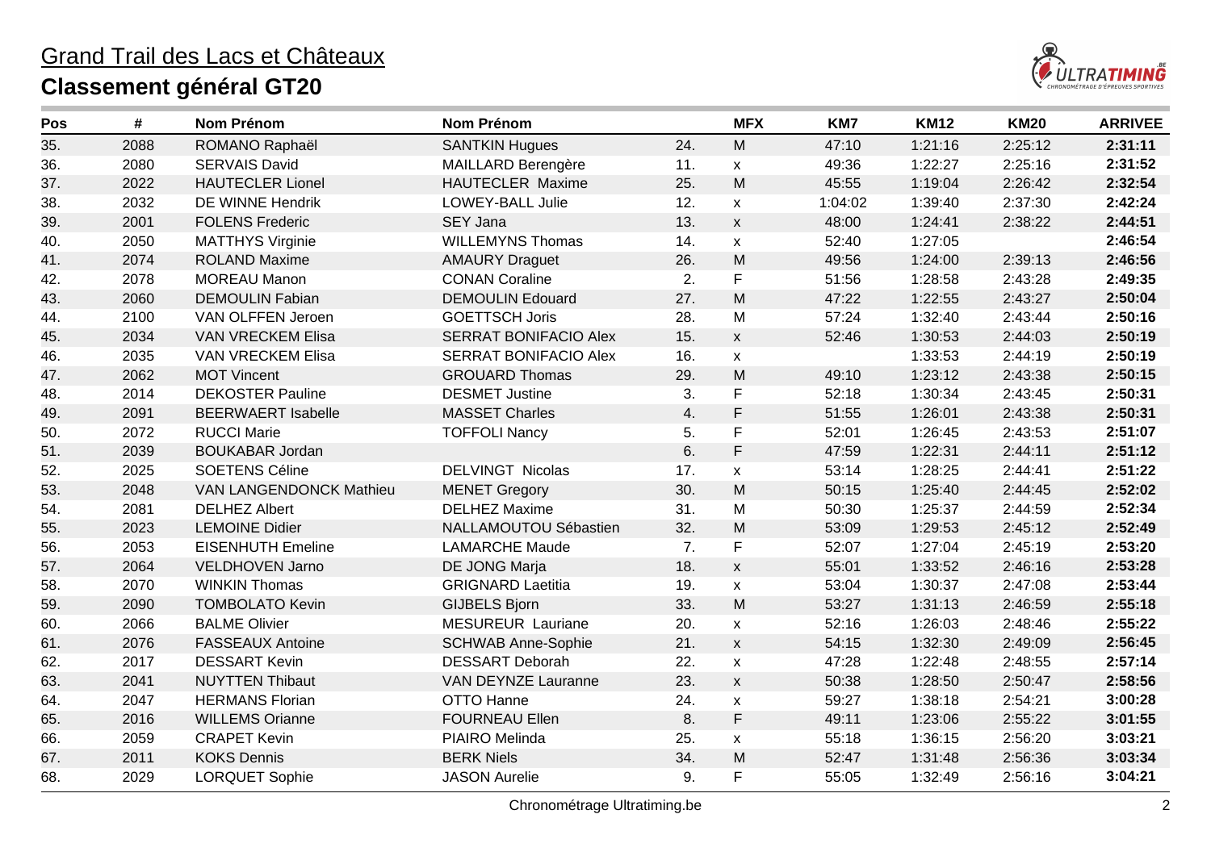## Grand Trail des Lacs et Châteaux

# Classement général GT20

| Pos | # | Nom Prénom | Nom Prénom | | MFX | KM7 | KM12 | KM20 | ARRIVEE |
|---|---|---|---|---|---|---|---|---|---|
| 35. | 2088 | ROMANO Raphaël | SANTKIN Hugues | 24. | M | 47:10 | 1:21:16 | 2:25:12 | **2:31:11** |
| 36. | 2080 | SERVAIS David | MAILLARD Berengère | 11. | x | 49:36 | 1:22:27 | 2:25:16 | **2:31:52** |
| 37. | 2022 | HAUTECLER Lionel | HAUTECLER Maxime | 25. | M | 45:55 | 1:19:04 | 2:26:42 | **2:32:54** |
| 38. | 2032 | DE WINNE Hendrik | LOWEY-BALL Julie | 12. | x | 1:04:02 | 1:39:40 | 2:37:30 | **2:42:24** |
| 39. | 2001 | FOLENS Frederic | SEY Jana | 13. | x | 48:00 | 1:24:41 | 2:38:22 | **2:44:51** |
| 40. | 2050 | MATTHYS Virginie | WILLEMYNS Thomas | 14. | x | 52:40 | 1:27:05 | | **2:46:54** |
| 41. | 2074 | ROLAND Maxime | AMAURY Draguet | 26. | M | 49:56 | 1:24:00 | 2:39:13 | **2:46:56** |
| 42. | 2078 | MOREAU Manon | CONAN Coraline | 2. | F | 51:56 | 1:28:58 | 2:43:28 | **2:49:35** |
| 43. | 2060 | DEMOULIN Fabian | DEMOULIN Edouard | 27. | M | 47:22 | 1:22:55 | 2:43:27 | **2:50:04** |
| 44. | 2100 | VAN OLFFEN Jeroen | GOETTSCH Joris | 28. | M | 57:24 | 1:32:40 | 2:43:44 | **2:50:16** |
| 45. | 2034 | VAN VRECKEM Elisa | SERRAT BONIFACIO Alex | 15. | x | 52:46 | 1:30:53 | 2:44:03 | **2:50:19** |
| 46. | 2035 | VAN VRECKEM Elisa | SERRAT BONIFACIO Alex | 16. | x | | 1:33:53 | 2:44:19 | **2:50:19** |
| 47. | 2062 | MOT Vincent | GROUARD Thomas | 29. | M | 49:10 | 1:23:12 | 2:43:38 | **2:50:15** |
| 48. | 2014 | DEKOSTER Pauline | DESMET Justine | 3. | F | 52:18 | 1:30:34 | 2:43:45 | **2:50:31** |
| 49. | 2091 | BEERWAERT Isabelle | MASSET Charles | 4. | F | 51:55 | 1:26:01 | 2:43:38 | **2:50:31** |
| 50. | 2072 | RUCCI Marie | TOFFOLI Nancy | 5. | F | 52:01 | 1:26:45 | 2:43:53 | **2:51:07** |
| 51. | 2039 | BOUKABAR Jordan | | 6. | F | 47:59 | 1:22:31 | 2:44:11 | **2:51:12** |
| 52. | 2025 | SOETENS Céline | DELVINGT Nicolas | 17. | x | 53:14 | 1:28:25 | 2:44:41 | **2:51:22** |
| 53. | 2048 | VAN LANGENDONCK Mathieu | MENET Gregory | 30. | M | 50:15 | 1:25:40 | 2:44:45 | **2:52:02** |
| 54. | 2081 | DELHEZ Albert | DELHEZ Maxime | 31. | M | 50:30 | 1:25:37 | 2:44:59 | **2:52:34** |
| 55. | 2023 | LEMOINE Didier | NALLAMOUTOU Sébastien | 32. | M | 53:09 | 1:29:53 | 2:45:12 | **2:52:49** |
| 56. | 2053 | EISENHUTH Emeline | LAMARCHE Maude | 7. | F | 52:07 | 1:27:04 | 2:45:19 | **2:53:20** |
| 57. | 2064 | VELDHOVEN Jarno | DE JONG Marja | 18. | x | 55:01 | 1:33:52 | 2:46:16 | **2:53:28** |
| 58. | 2070 | WINKIN Thomas | GRIGNARD Laetitia | 19. | x | 53:04 | 1:30:37 | 2:47:08 | **2:53:44** |
| 59. | 2090 | TOMBOLATO Kevin | GIJBELS Bjorn | 33. | M | 53:27 | 1:31:13 | 2:46:59 | **2:55:18** |
| 60. | 2066 | BALME Olivier | MESUREUR Lauriane | 20. | x | 52:16 | 1:26:03 | 2:48:46 | **2:55:22** |
| 61. | 2076 | FASSEAUX Antoine | SCHWAB Anne-Sophie | 21. | x | 54:15 | 1:32:30 | 2:49:09 | **2:56:45** |
| 62. | 2017 | DESSART Kevin | DESSART Deborah | 22. | x | 47:28 | 1:22:48 | 2:48:55 | **2:57:14** |
| 63. | 2041 | NUYTTEN Thibaut | VAN DEYNZE Lauranne | 23. | x | 50:38 | 1:28:50 | 2:50:47 | **2:58:56** |
| 64. | 2047 | HERMANS Florian | OTTO Hanne | 24. | x | 59:27 | 1:38:18 | 2:54:21 | **3:00:28** |
| 65. | 2016 | WILLEMS Orianne | FOURNEAU Ellen | 8. | F | 49:11 | 1:23:06 | 2:55:22 | **3:01:55** |
| 66. | 2059 | CRAPET Kevin | PIAIRO Melinda | 25. | x | 55:18 | 1:36:15 | 2:56:20 | **3:03:21** |
| 67. | 2011 | KOKS Dennis | BERK Niels | 34. | M | 52:47 | 1:31:48 | 2:56:36 | **3:03:34** |
| 68. | 2029 | LORQUET Sophie | JASON Aurelie | 9. | F | 55:05 | 1:32:49 | 2:56:16 | **3:04:21** |

Chronométrage Ultratiming.be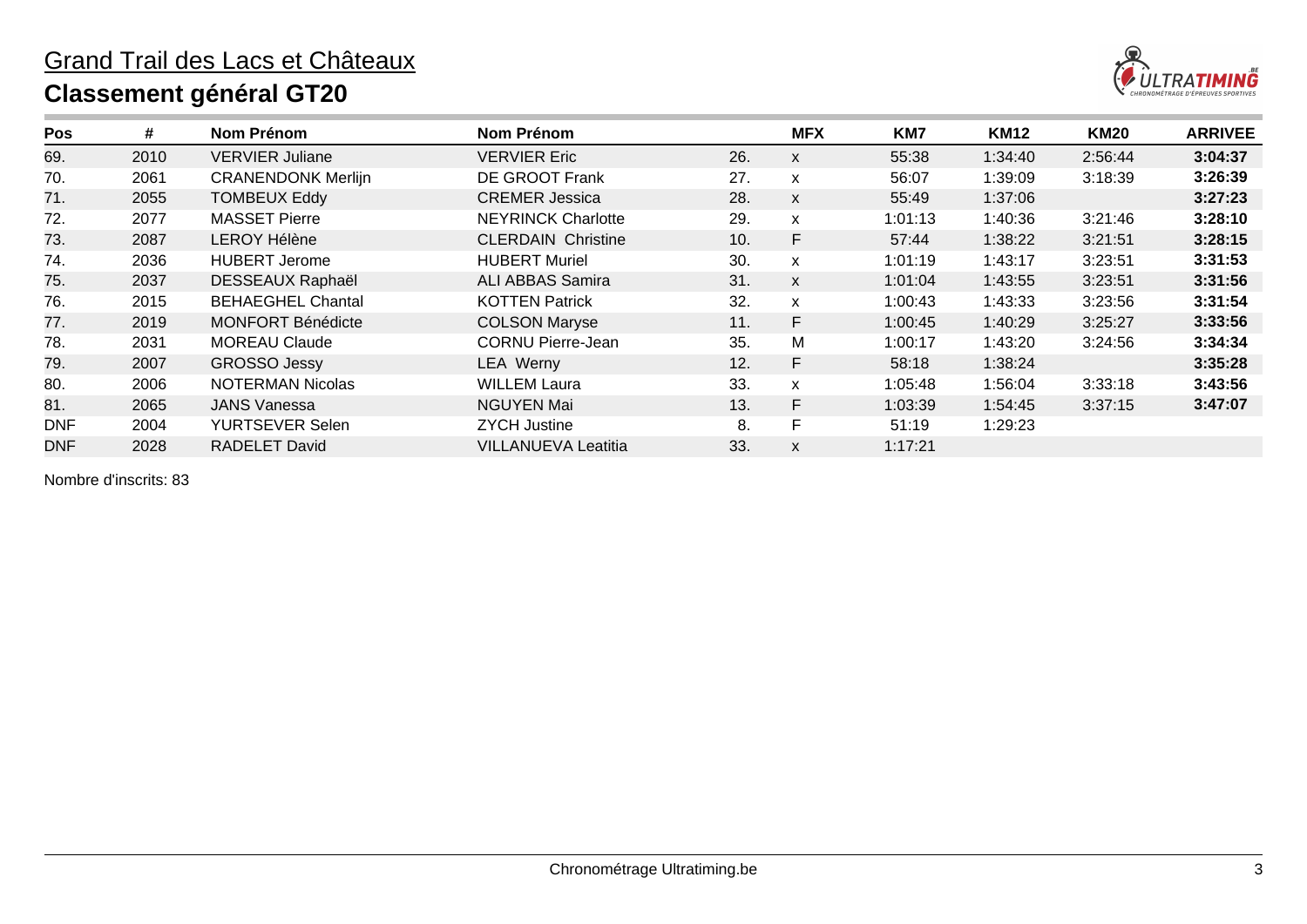# Grand Trail des Lacs et Châteaux

## Classement général GT20

| Pos | # | Nom Prénom | Nom Prénom | | MFX | KM7 | KM12 | KM20 | ARRIVEE |
|---|---|---|---|---|---|---|---|---|---|
| 69. | 2010 | VERVIER Juliane | VERVIER Eric | 26. | x | 55:38 | 1:34:40 | 2:56:44 | **3:04:37** |
| 70. | 2061 | CRANENDONK Merlijn | DE GROOT Frank | 27. | x | 56:07 | 1:39:09 | 3:18:39 | **3:26:39** |
| 71. | 2055 | TOMBEUX Eddy | CREMER Jessica | 28. | x | 55:49 | 1:37:06 | | **3:27:23** |
| 72. | 2077 | MASSET Pierre | NEYRINCK Charlotte | 29. | x | 1:01:13 | 1:40:36 | 3:21:46 | **3:28:10** |
| 73. | 2087 | LEROY Hélène | CLERDAIN Christine | 10. | F | 57:44 | 1:38:22 | 3:21:51 | **3:28:15** |
| 74. | 2036 | HUBERT Jerome | HUBERT Muriel | 30. | x | 1:01:19 | 1:43:17 | 3:23:51 | **3:31:53** |
| 75. | 2037 | DESSEAUX Raphaël | ALI ABBAS Samira | 31. | x | 1:01:04 | 1:43:55 | 3:23:51 | **3:31:56** |
| 76. | 2015 | BEHAEGHEL Chantal | KOTTEN Patrick | 32. | x | 1:00:43 | 1:43:33 | 3:23:56 | **3:31:54** |
| 77. | 2019 | MONFORT Bénédicte | COLSON Maryse | 11. | F | 1:00:45 | 1:40:29 | 3:25:27 | **3:33:56** |
| 78. | 2031 | MOREAU Claude | CORNU Pierre-Jean | 35. | M | 1:00:17 | 1:43:20 | 3:24:56 | **3:34:34** |
| 79. | 2007 | GROSSO Jessy | LEA Werny | 12. | F | 58:18 | 1:38:24 | | **3:35:28** |
| 80. | 2006 | NOTERMAN Nicolas | WILLEM Laura | 33. | x | 1:05:48 | 1:56:04 | 3:33:18 | **3:43:56** |
| 81. | 2065 | JANS Vanessa | NGUYEN Mai | 13. | F | 1:03:39 | 1:54:45 | 3:37:15 | **3:47:07** |
| DNF | 2004 | YURTSEVER Selen | ZYCH Justine | 8. | F | 51:19 | 1:29:23 | | |
| DNF | 2028 | RADELET David | VILLANUEVA Leatitia | 33. | x | 1:17:21 | | | |

Nombre d'inscrits: 83

Chronométrage Ultratiming.be